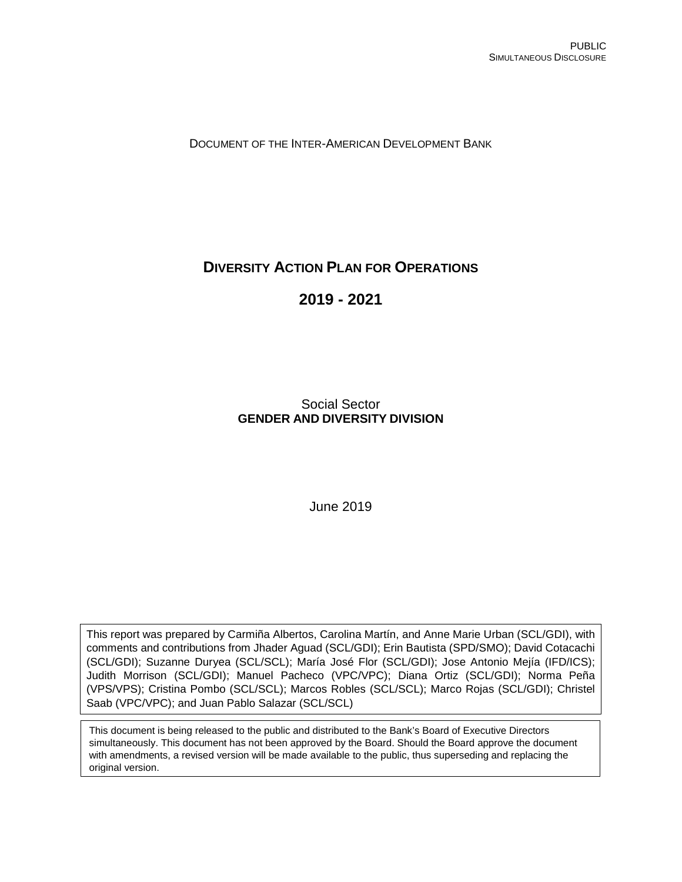PUBLIC
SIMULTANEOUS DISCLOSURE

DOCUMENT OF THE INTER-AMERICAN DEVELOPMENT BANK

# DIVERSITY ACTION PLAN FOR OPERATIONS

# 2019 - 2021

Social Sector
**GENDER AND DIVERSITY DIVISION**

June 2019

This report was prepared by Carmiña Albertos, Carolina Martín, and Anne Marie Urban (SCL/GDI), with comments and contributions from Jhader Aguad (SCL/GDI); Erin Bautista (SPD/SMO); David Cotacachi (SCL/GDI); Suzanne Duryea (SCL/SCL); María José Flor (SCL/GDI); Jose Antonio Mejía (IFD/ICS); Judith Morrison (SCL/GDI); Manuel Pacheco (VPC/VPC); Diana Ortiz (SCL/GDI); Norma Peña (VPS/VPS); Cristina Pombo (SCL/SCL); Marcos Robles (SCL/SCL); Marco Rojas (SCL/GDI); Christel Saab (VPC/VPC); and Juan Pablo Salazar (SCL/SCL)

This document is being released to the public and distributed to the Bank's Board of Executive Directors simultaneously. This document has not been approved by the Board. Should the Board approve the document with amendments, a revised version will be made available to the public, thus superseding and replacing the original version.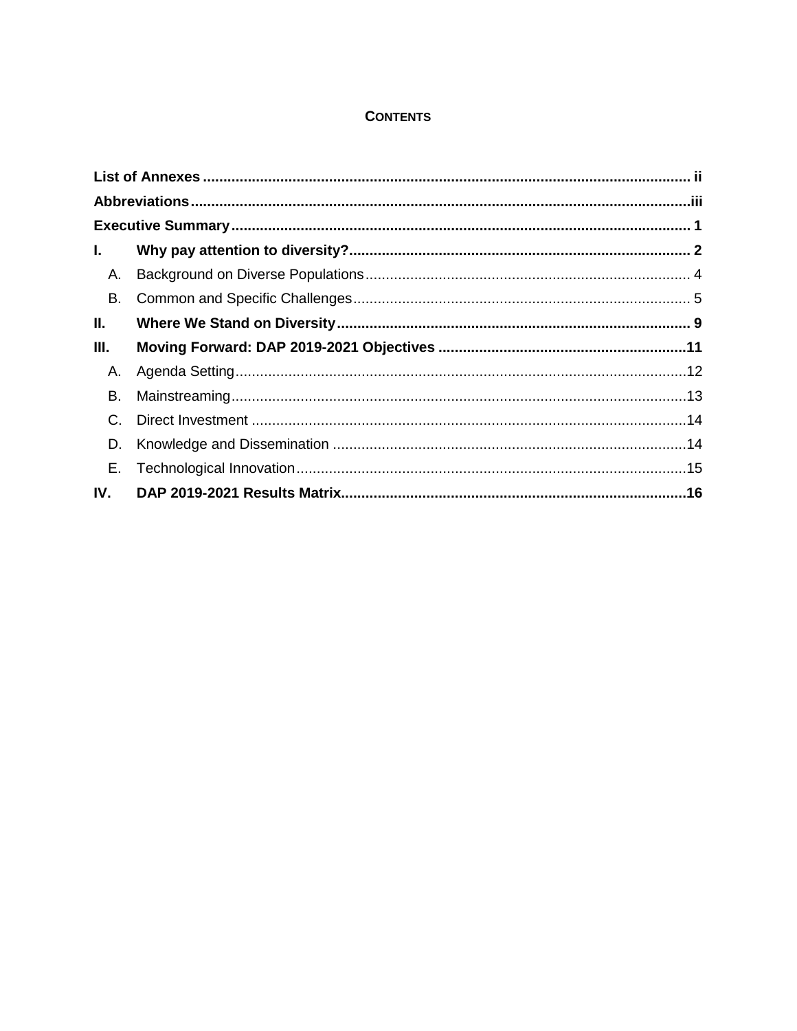## CONTENTS

| | | |
|---|---|---|
| **List of Annexes** | | **ii** |
| **Abbreviations** | | **iii** |
| **Executive Summary** | | **1** |
| **I.** | **Why pay attention to diversity?** | **2** |
| A. | Background on Diverse Populations | 4 |
| B. | Common and Specific Challenges | 5 |
| **II.** | **Where We Stand on Diversity** | **9** |
| **III.** | **Moving Forward: DAP 2019-2021 Objectives** | **11** |
| A. | Agenda Setting | 12 |
| B. | Mainstreaming | 13 |
| C. | Direct Investment | 14 |
| D. | Knowledge and Dissemination | 14 |
| E. | Technological Innovation | 15 |
| **IV.** | **DAP 2019-2021 Results Matrix** | **16** |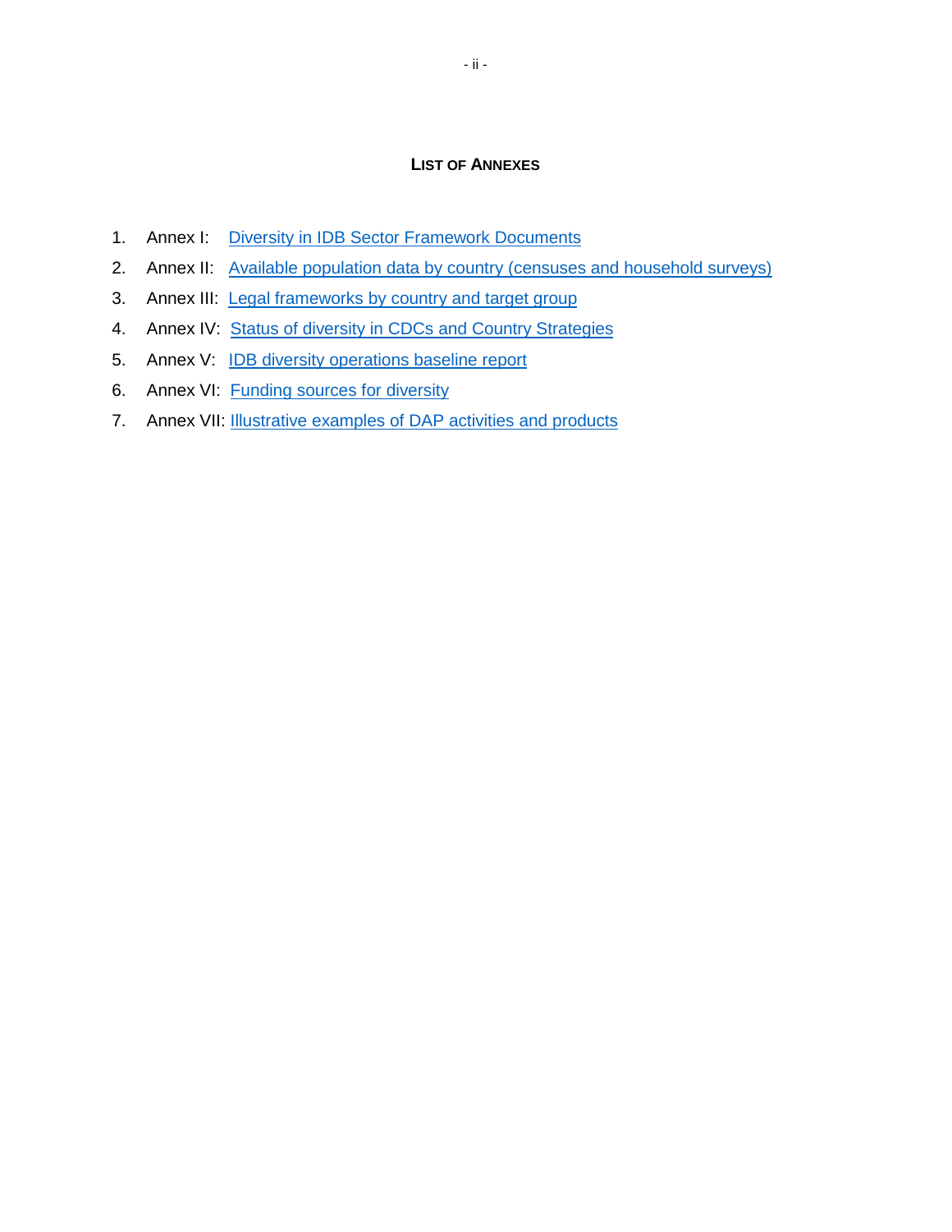## List of Annexes

1. Annex I: Diversity in IDB Sector Framework Documents
2. Annex II: Available population data by country (censuses and household surveys)
3. Annex III: Legal frameworks by country and target group
4. Annex IV: Status of diversity in CDCs and Country Strategies
5. Annex V: IDB diversity operations baseline report
6. Annex VI: Funding sources for diversity
7. Annex VII: Illustrative examples of DAP activities and products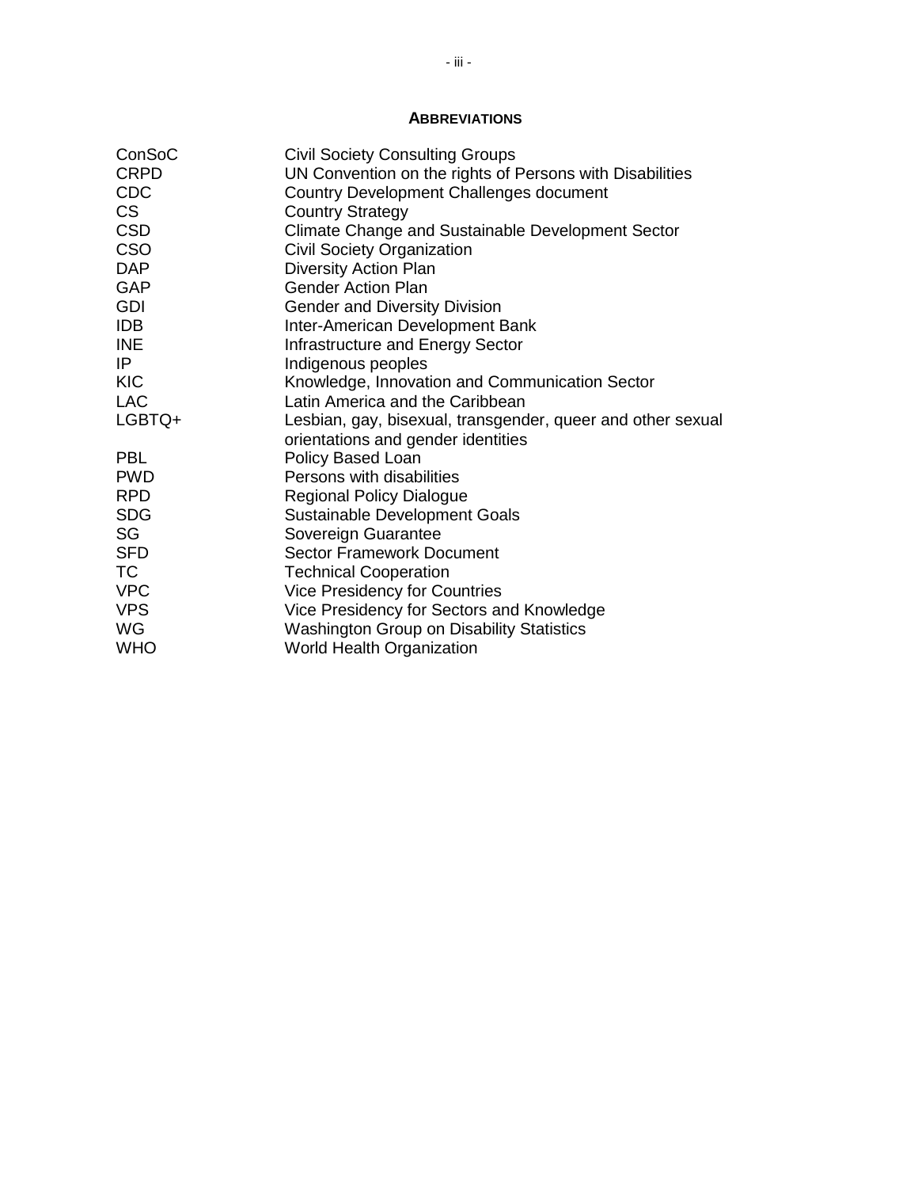## ABBREVIATIONS

| | |
|---|---|
| ConSoC | Civil Society Consulting Groups |
| CRPD | UN Convention on the rights of Persons with Disabilities |
| CDC | Country Development Challenges document |
| CS | Country Strategy |
| CSD | Climate Change and Sustainable Development Sector |
| CSO | Civil Society Organization |
| DAP | Diversity Action Plan |
| GAP | Gender Action Plan |
| GDI | Gender and Diversity Division |
| IDB | Inter-American Development Bank |
| INE | Infrastructure and Energy Sector |
| IP | Indigenous peoples |
| KIC | Knowledge, Innovation and Communication Sector |
| LAC | Latin America and the Caribbean |
| LGBTQ+ | Lesbian, gay, bisexual, transgender, queer and other sexual orientations and gender identities |
| PBL | Policy Based Loan |
| PWD | Persons with disabilities |
| RPD | Regional Policy Dialogue |
| SDG | Sustainable Development Goals |
| SG | Sovereign Guarantee |
| SFD | Sector Framework Document |
| TC | Technical Cooperation |
| VPC | Vice Presidency for Countries |
| VPS | Vice Presidency for Sectors and Knowledge |
| WG | Washington Group on Disability Statistics |
| WHO | World Health Organization |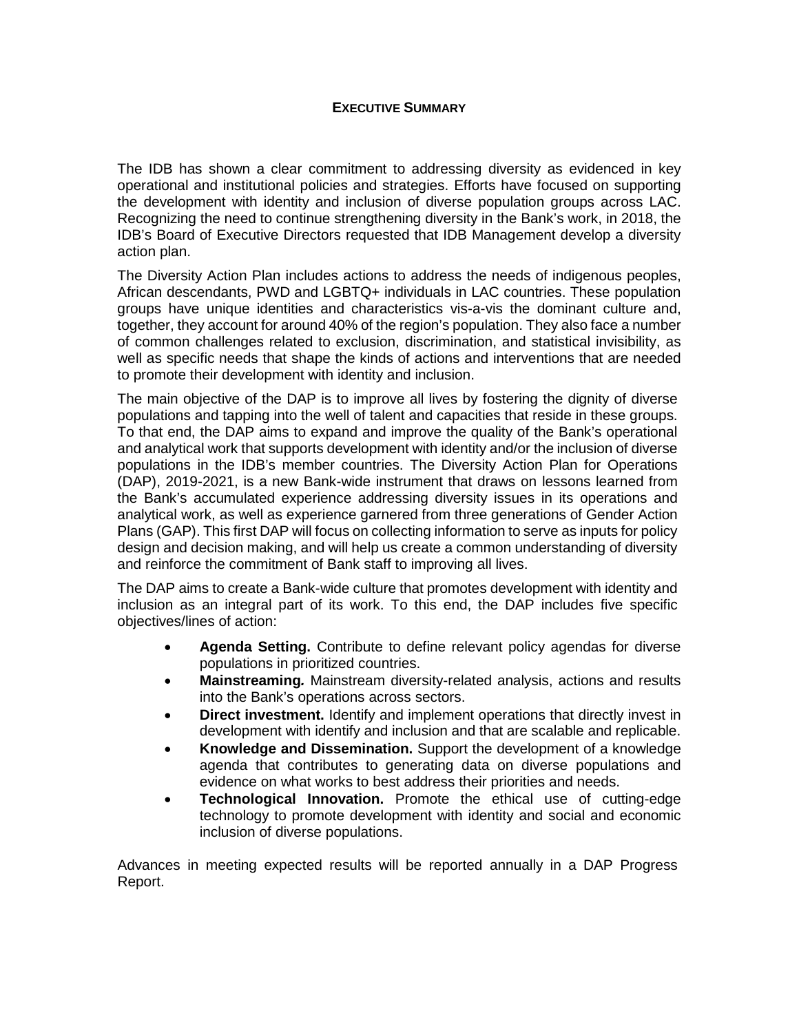## EXECUTIVE SUMMARY

The IDB has shown a clear commitment to addressing diversity as evidenced in key operational and institutional policies and strategies. Efforts have focused on supporting the development with identity and inclusion of diverse population groups across LAC. Recognizing the need to continue strengthening diversity in the Bank's work, in 2018, the IDB's Board of Executive Directors requested that IDB Management develop a diversity action plan.

The Diversity Action Plan includes actions to address the needs of indigenous peoples, African descendants, PWD and LGBTQ+ individuals in LAC countries. These population groups have unique identities and characteristics vis-a-vis the dominant culture and, together, they account for around 40% of the region's population. They also face a number of common challenges related to exclusion, discrimination, and statistical invisibility, as well as specific needs that shape the kinds of actions and interventions that are needed to promote their development with identity and inclusion.

The main objective of the DAP is to improve all lives by fostering the dignity of diverse populations and tapping into the well of talent and capacities that reside in these groups. To that end, the DAP aims to expand and improve the quality of the Bank's operational and analytical work that supports development with identity and/or the inclusion of diverse populations in the IDB's member countries. The Diversity Action Plan for Operations (DAP), 2019-2021, is a new Bank-wide instrument that draws on lessons learned from the Bank's accumulated experience addressing diversity issues in its operations and analytical work, as well as experience garnered from three generations of Gender Action Plans (GAP). This first DAP will focus on collecting information to serve as inputs for policy design and decision making, and will help us create a common understanding of diversity and reinforce the commitment of Bank staff to improving all lives.

The DAP aims to create a Bank-wide culture that promotes development with identity and inclusion as an integral part of its work. To this end, the DAP includes five specific objectives/lines of action:

- **Agenda Setting.** Contribute to define relevant policy agendas for diverse populations in prioritized countries.
- ***Mainstreaming.*** Mainstream diversity-related analysis, actions and results into the Bank's operations across sectors.
- **Direct investment.** Identify and implement operations that directly invest in development with identify and inclusion and that are scalable and replicable.
- **Knowledge and Dissemination.** Support the development of a knowledge agenda that contributes to generating data on diverse populations and evidence on what works to best address their priorities and needs.
- **Technological Innovation.** Promote the ethical use of cutting-edge technology to promote development with identity and social and economic inclusion of diverse populations.

Advances in meeting expected results will be reported annually in a DAP Progress Report.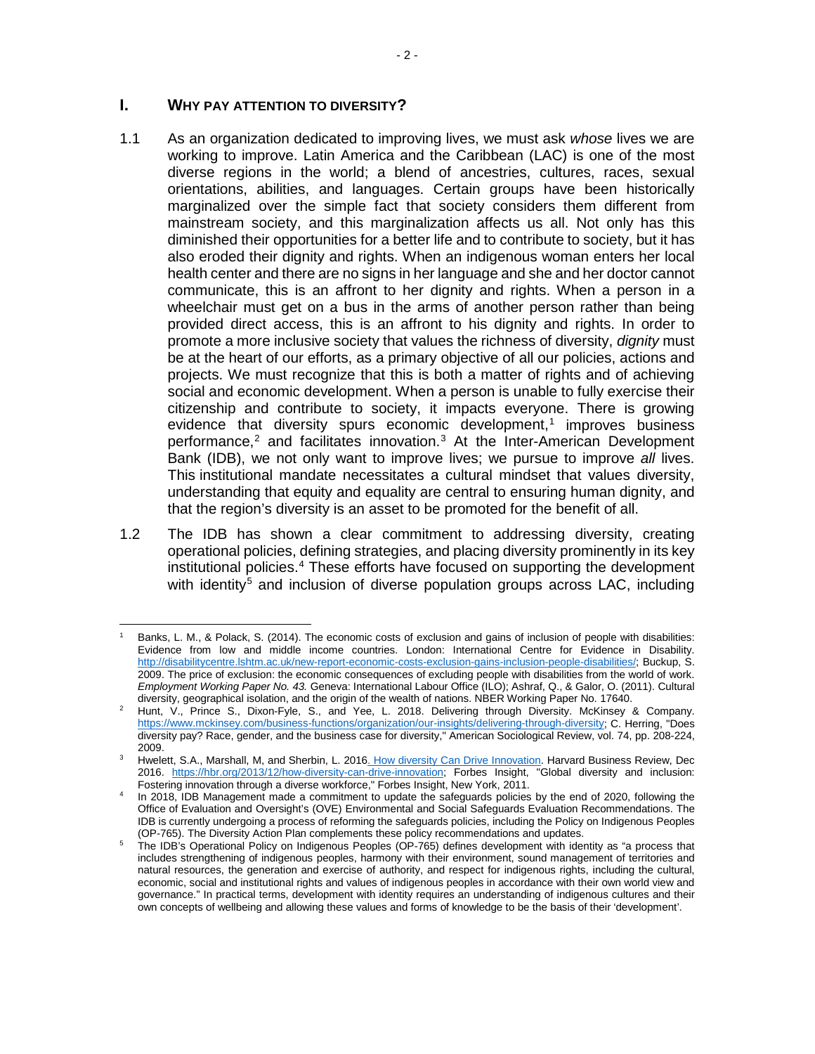## I. WHY PAY ATTENTION TO DIVERSITY?

1.1 As an organization dedicated to improving lives, we must ask *whose* lives we are working to improve. Latin America and the Caribbean (LAC) is one of the most diverse regions in the world; a blend of ancestries, cultures, races, sexual orientations, abilities, and languages. Certain groups have been historically marginalized over the simple fact that society considers them different from mainstream society, and this marginalization affects us all. Not only has this diminished their opportunities for a better life and to contribute to society, but it has also eroded their dignity and rights. When an indigenous woman enters her local health center and there are no signs in her language and she and her doctor cannot communicate, this is an affront to her dignity and rights. When a person in a wheelchair must get on a bus in the arms of another person rather than being provided direct access, this is an affront to his dignity and rights. In order to promote a more inclusive society that values the richness of diversity, *dignity* must be at the heart of our efforts, as a primary objective of all our policies, actions and projects. We must recognize that this is both a matter of rights and of achieving social and economic development. When a person is unable to fully exercise their citizenship and contribute to society, it impacts everyone. There is growing evidence that diversity spurs economic development,[1] improves business performance,[2] and facilitates innovation.[3] At the Inter-American Development Bank (IDB), we not only want to improve lives; we pursue to improve *all* lives. This institutional mandate necessitates a cultural mindset that values diversity, understanding that equity and equality are central to ensuring human dignity, and that the region's diversity is an asset to be promoted for the benefit of all.

1.2 The IDB has shown a clear commitment to addressing diversity, creating operational policies, defining strategies, and placing diversity prominently in its key institutional policies.[4] These efforts have focused on supporting the development with identity[5] and inclusion of diverse population groups across LAC, including

---

[1] Banks, L. M., & Polack, S. (2014). The economic costs of exclusion and gains of inclusion of people with disabilities: Evidence from low and middle income countries. London: International Centre for Evidence in Disability. http://disabilitycentre.lshtm.ac.uk/new-report-economic-costs-exclusion-gains-inclusion-people-disabilities/; Buckup, S. 2009. The price of exclusion: the economic consequences of excluding people with disabilities from the world of work. *Employment Working Paper No. 43.* Geneva: International Labour Office (ILO); Ashraf, Q., & Galor, O. (2011). Cultural diversity, geographical isolation, and the origin of the wealth of nations. NBER Working Paper No. 17640.

[2] Hunt, V., Prince S., Dixon-Fyle, S., and Yee, L. 2018. Delivering through Diversity. McKinsey & Company. https://www.mckinsey.com/business-functions/organization/our-insights/delivering-through-diversity; C. Herring, "Does diversity pay? Race, gender, and the business case for diversity," American Sociological Review, vol. 74, pp. 208-224, 2009.

[3] Hwelett, S.A., Marshall, M, and Sherbin, L. 2016. How diversity Can Drive Innovation. Harvard Business Review, Dec 2016. https://hbr.org/2013/12/how-diversity-can-drive-innovation; Forbes Insight, "Global diversity and inclusion: Fostering innovation through a diverse workforce," Forbes Insight, New York, 2011.

[4] In 2018, IDB Management made a commitment to update the safeguards policies by the end of 2020, following the Office of Evaluation and Oversight's (OVE) Environmental and Social Safeguards Evaluation Recommendations. The IDB is currently undergoing a process of reforming the safeguards policies, including the Policy on Indigenous Peoples (OP-765). The Diversity Action Plan complements these policy recommendations and updates.

[5] The IDB's Operational Policy on Indigenous Peoples (OP-765) defines development with identity as "a process that includes strengthening of indigenous peoples, harmony with their environment, sound management of territories and natural resources, the generation and exercise of authority, and respect for indigenous rights, including the cultural, economic, social and institutional rights and values of indigenous peoples in accordance with their own world view and governance." In practical terms, development with identity requires an understanding of indigenous cultures and their own concepts of wellbeing and allowing these values and forms of knowledge to be the basis of their 'development'.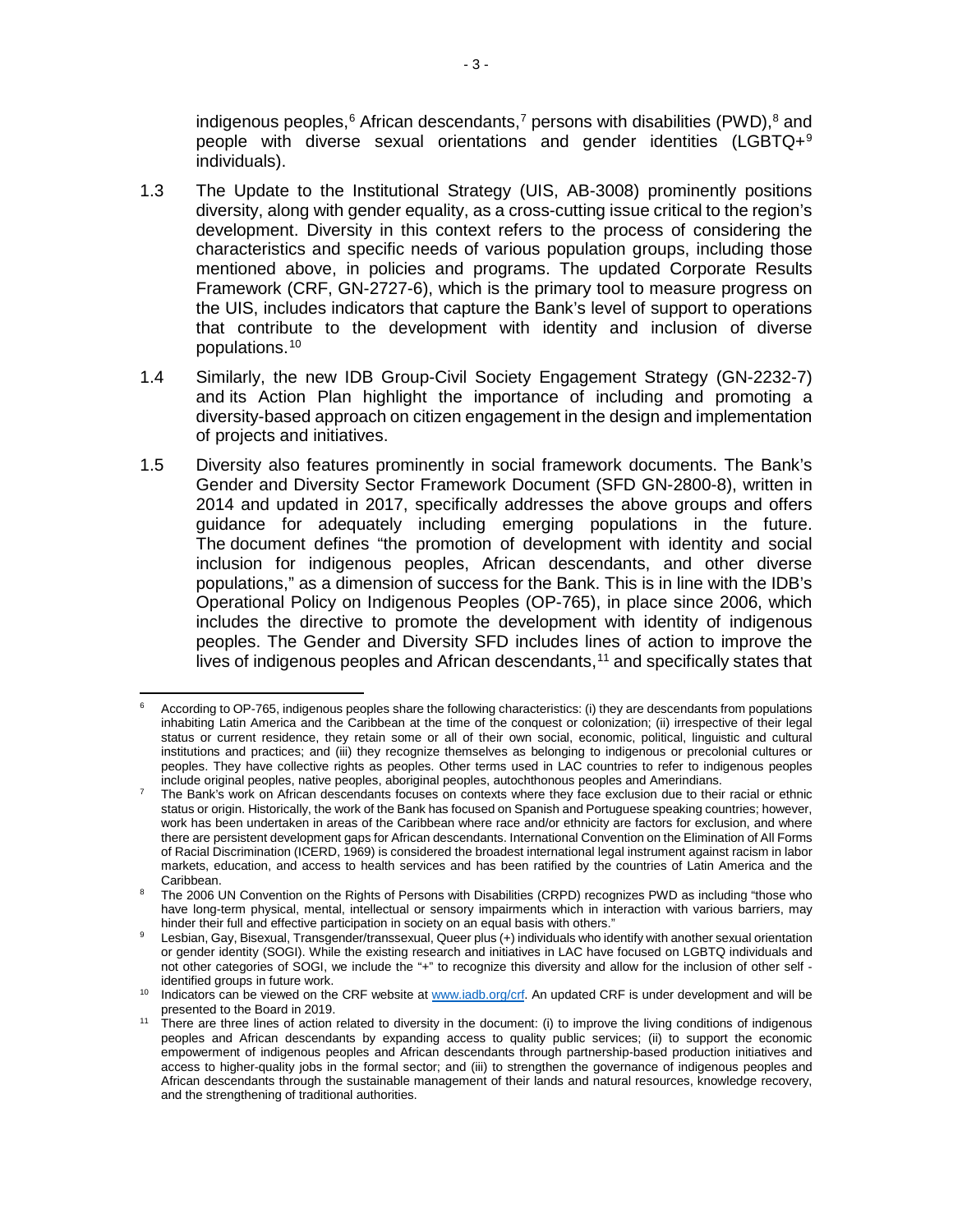indigenous peoples,[6] African descendants,[7] persons with disabilities (PWD),[8] and people with diverse sexual orientations and gender identities (LGBTQ+[9] individuals).

1.3 The Update to the Institutional Strategy (UIS, AB-3008) prominently positions diversity, along with gender equality, as a cross-cutting issue critical to the region's development. Diversity in this context refers to the process of considering the characteristics and specific needs of various population groups, including those mentioned above, in policies and programs. The updated Corporate Results Framework (CRF, GN-2727-6), which is the primary tool to measure progress on the UIS, includes indicators that capture the Bank's level of support to operations that contribute to the development with identity and inclusion of diverse populations.[10]

1.4 Similarly, the new IDB Group-Civil Society Engagement Strategy (GN-2232-7) and its Action Plan highlight the importance of including and promoting a diversity-based approach on citizen engagement in the design and implementation of projects and initiatives.

1.5 Diversity also features prominently in social framework documents. The Bank's Gender and Diversity Sector Framework Document (SFD GN-2800-8), written in 2014 and updated in 2017, specifically addresses the above groups and offers guidance for adequately including emerging populations in the future. The document defines "the promotion of development with identity and social inclusion for indigenous peoples, African descendants, and other diverse populations," as a dimension of success for the Bank. This is in line with the IDB's Operational Policy on Indigenous Peoples (OP-765), in place since 2006, which includes the directive to promote the development with identity of indigenous peoples. The Gender and Diversity SFD includes lines of action to improve the lives of indigenous peoples and African descendants,[11] and specifically states that

---

[6] According to OP-765, indigenous peoples share the following characteristics: (i) they are descendants from populations inhabiting Latin America and the Caribbean at the time of the conquest or colonization; (ii) irrespective of their legal status or current residence, they retain some or all of their own social, economic, political, linguistic and cultural institutions and practices; and (iii) they recognize themselves as belonging to indigenous or precolonial cultures or peoples. They have collective rights as peoples. Other terms used in LAC countries to refer to indigenous peoples include original peoples, native peoples, aboriginal peoples, autochthonous peoples and Amerindians.

[7] The Bank's work on African descendants focuses on contexts where they face exclusion due to their racial or ethnic status or origin. Historically, the work of the Bank has focused on Spanish and Portuguese speaking countries; however, work has been undertaken in areas of the Caribbean where race and/or ethnicity are factors for exclusion, and where there are persistent development gaps for African descendants. International Convention on the Elimination of All Forms of Racial Discrimination (ICERD, 1969) is considered the broadest international legal instrument against racism in labor markets, education, and access to health services and has been ratified by the countries of Latin America and the Caribbean.

[8] The 2006 UN Convention on the Rights of Persons with Disabilities (CRPD) recognizes PWD as including "those who have long-term physical, mental, intellectual or sensory impairments which in interaction with various barriers, may hinder their full and effective participation in society on an equal basis with others."

[9] Lesbian, Gay, Bisexual, Transgender/transsexual, Queer plus (+) individuals who identify with another sexual orientation or gender identity (SOGI). While the existing research and initiatives in LAC have focused on LGBTQ individuals and not other categories of SOGI, we include the "+" to recognize this diversity and allow for the inclusion of other self - identified groups in future work.

[10] Indicators can be viewed on the CRF website at [www.iadb.org/crf](http://www.iadb.org/crf). An updated CRF is under development and will be presented to the Board in 2019.

[11] There are three lines of action related to diversity in the document: (i) to improve the living conditions of indigenous peoples and African descendants by expanding access to quality public services; (ii) to support the economic empowerment of indigenous peoples and African descendants through partnership-based production initiatives and access to higher-quality jobs in the formal sector; and (iii) to strengthen the governance of indigenous peoples and African descendants through the sustainable management of their lands and natural resources, knowledge recovery, and the strengthening of traditional authorities.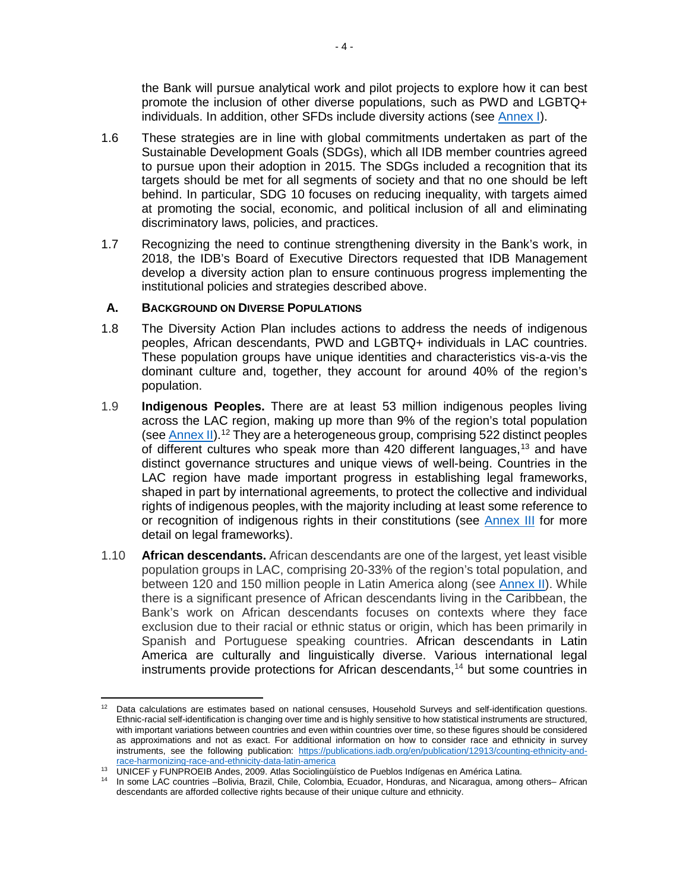the Bank will pursue analytical work and pilot projects to explore how it can best promote the inclusion of other diverse populations, such as PWD and LGBTQ+ individuals. In addition, other SFDs include diversity actions (see Annex I).

1.6 These strategies are in line with global commitments undertaken as part of the Sustainable Development Goals (SDGs), which all IDB member countries agreed to pursue upon their adoption in 2015. The SDGs included a recognition that its targets should be met for all segments of society and that no one should be left behind. In particular, SDG 10 focuses on reducing inequality, with targets aimed at promoting the social, economic, and political inclusion of all and eliminating discriminatory laws, policies, and practices.

1.7 Recognizing the need to continue strengthening diversity in the Bank's work, in 2018, the IDB's Board of Executive Directors requested that IDB Management develop a diversity action plan to ensure continuous progress implementing the institutional policies and strategies described above.

### A. Background on Diverse Populations

1.8 The Diversity Action Plan includes actions to address the needs of indigenous peoples, African descendants, PWD and LGBTQ+ individuals in LAC countries. These population groups have unique identities and characteristics vis-a-vis the dominant culture and, together, they account for around 40% of the region's population.

1.9 **Indigenous Peoples.** There are at least 53 million indigenous peoples living across the LAC region, making up more than 9% of the region's total population (see Annex II).[12] They are a heterogeneous group, comprising 522 distinct peoples of different cultures who speak more than 420 different languages,[13] and have distinct governance structures and unique views of well-being. Countries in the LAC region have made important progress in establishing legal frameworks, shaped in part by international agreements, to protect the collective and individual rights of indigenous peoples, with the majority including at least some reference to or recognition of indigenous rights in their constitutions (see Annex III for more detail on legal frameworks).

1.10 **African descendants.** African descendants are one of the largest, yet least visible population groups in LAC, comprising 20-33% of the region's total population, and between 120 and 150 million people in Latin America along (see Annex II). While there is a significant presence of African descendants living in the Caribbean, the Bank's work on African descendants focuses on contexts where they face exclusion due to their racial or ethnic status or origin, which has been primarily in Spanish and Portuguese speaking countries. African descendants in Latin America are culturally and linguistically diverse. Various international legal instruments provide protections for African descendants,[14] but some countries in

---

[12] Data calculations are estimates based on national censuses, Household Surveys and self-identification questions. Ethnic-racial self-identification is changing over time and is highly sensitive to how statistical instruments are structured, with important variations between countries and even within countries over time, so these figures should be considered as approximations and not as exact. For additional information on how to consider race and ethnicity in survey instruments, see the following publication: https://publications.iadb.org/en/publication/12913/counting-ethnicity-and-race-harmonizing-race-and-ethnicity-data-latin-america

[13] UNICEF y FUNPROEIB Andes, 2009. Atlas Sociolingüístico de Pueblos Indígenas en América Latina.

[14] In some LAC countries –Bolivia, Brazil, Chile, Colombia, Ecuador, Honduras, and Nicaragua, among others– African descendants are afforded collective rights because of their unique culture and ethnicity.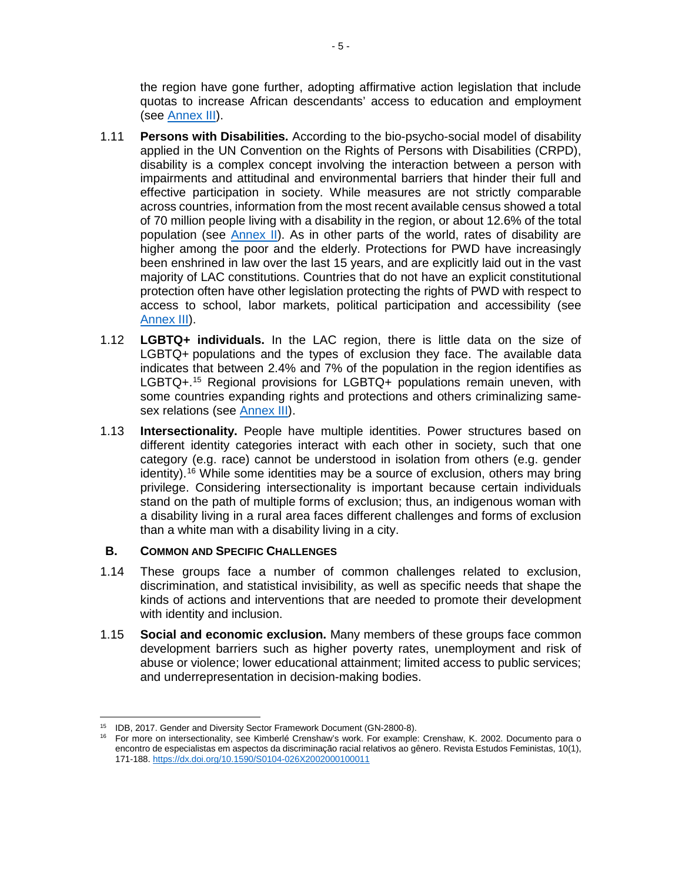the region have gone further, adopting affirmative action legislation that include quotas to increase African descendants' access to education and employment (see Annex III).

1.11 **Persons with Disabilities.** According to the bio-psycho-social model of disability applied in the UN Convention on the Rights of Persons with Disabilities (CRPD), disability is a complex concept involving the interaction between a person with impairments and attitudinal and environmental barriers that hinder their full and effective participation in society. While measures are not strictly comparable across countries, information from the most recent available census showed a total of 70 million people living with a disability in the region, or about 12.6% of the total population (see Annex II). As in other parts of the world, rates of disability are higher among the poor and the elderly. Protections for PWD have increasingly been enshrined in law over the last 15 years, and are explicitly laid out in the vast majority of LAC constitutions. Countries that do not have an explicit constitutional protection often have other legislation protecting the rights of PWD with respect to access to school, labor markets, political participation and accessibility (see Annex III).

1.12 **LGBTQ+ individuals.** In the LAC region, there is little data on the size of LGBTQ+ populations and the types of exclusion they face. The available data indicates that between 2.4% and 7% of the population in the region identifies as LGBTQ+.[15] Regional provisions for LGBTQ+ populations remain uneven, with some countries expanding rights and protections and others criminalizing same-sex relations (see Annex III).

1.13 **Intersectionality.** People have multiple identities. Power structures based on different identity categories interact with each other in society, such that one category (e.g. race) cannot be understood in isolation from others (e.g. gender identity).[16] While some identities may be a source of exclusion, others may bring privilege. Considering intersectionality is important because certain individuals stand on the path of multiple forms of exclusion; thus, an indigenous woman with a disability living in a rural area faces different challenges and forms of exclusion than a white man with a disability living in a city.

## B. Common and Specific Challenges

1.14 These groups face a number of common challenges related to exclusion, discrimination, and statistical invisibility, as well as specific needs that shape the kinds of actions and interventions that are needed to promote their development with identity and inclusion.

1.15 **Social and economic exclusion.** Many members of these groups face common development barriers such as higher poverty rates, unemployment and risk of abuse or violence; lower educational attainment; limited access to public services; and underrepresentation in decision-making bodies.

---

[15] IDB, 2017. Gender and Diversity Sector Framework Document (GN-2800-8).

[16] For more on intersectionality, see Kimberlé Crenshaw's work. For example: Crenshaw, K. 2002. Documento para o encontro de especialistas em aspectos da discriminação racial relativos ao gênero. Revista Estudos Feministas, 10(1), 171-188. https://dx.doi.org/10.1590/S0104-026X2002000100011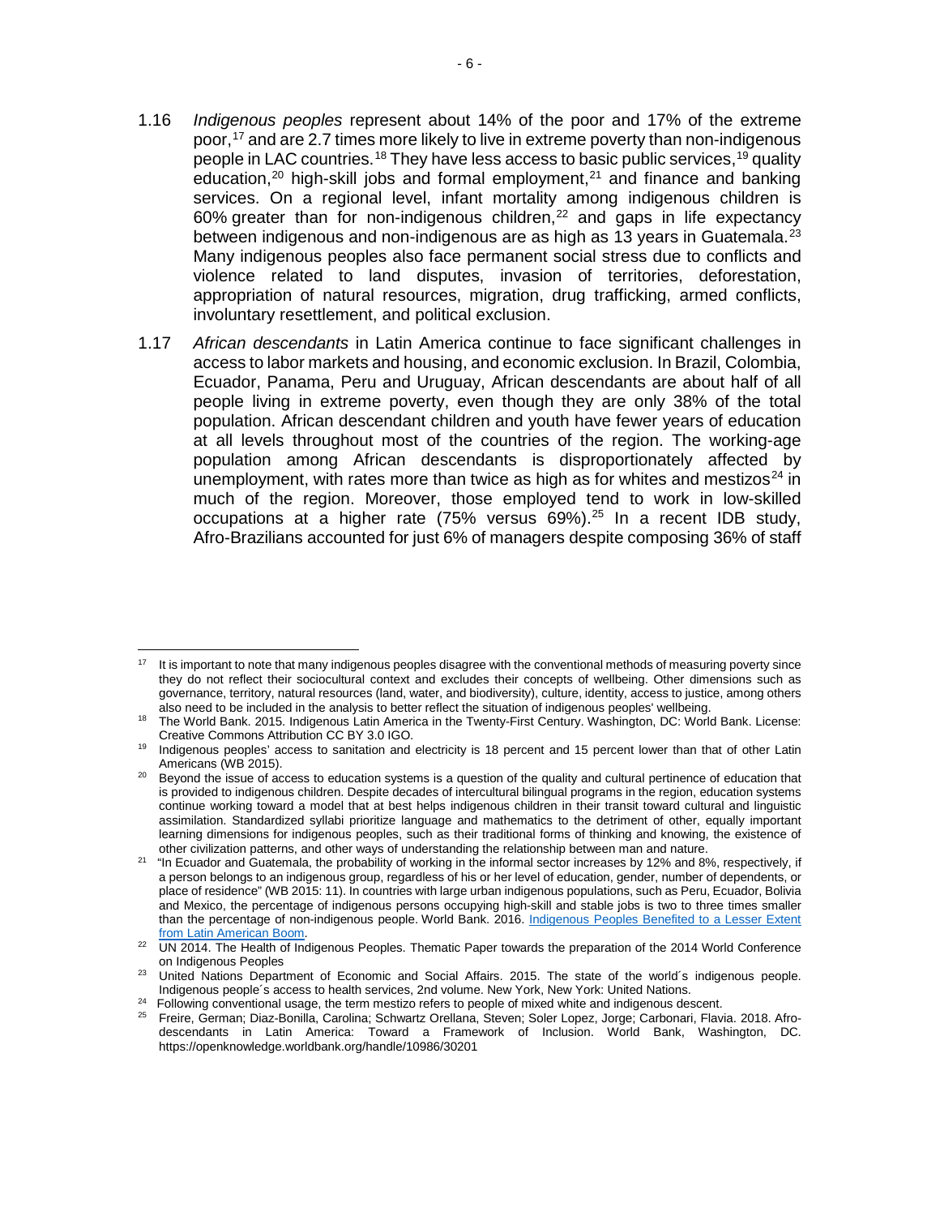1.16 *Indigenous peoples* represent about 14% of the poor and 17% of the extreme poor,[17] and are 2.7 times more likely to live in extreme poverty than non-indigenous people in LAC countries.[18] They have less access to basic public services,[19] quality education,[20] high-skill jobs and formal employment,[21] and finance and banking services. On a regional level, infant mortality among indigenous children is 60% greater than for non-indigenous children,[22] and gaps in life expectancy between indigenous and non-indigenous are as high as 13 years in Guatemala.[23] Many indigenous peoples also face permanent social stress due to conflicts and violence related to land disputes, invasion of territories, deforestation, appropriation of natural resources, migration, drug trafficking, armed conflicts, involuntary resettlement, and political exclusion.

1.17 *African descendants* in Latin America continue to face significant challenges in access to labor markets and housing, and economic exclusion. In Brazil, Colombia, Ecuador, Panama, Peru and Uruguay, African descendants are about half of all people living in extreme poverty, even though they are only 38% of the total population. African descendant children and youth have fewer years of education at all levels throughout most of the countries of the region. The working-age population among African descendants is disproportionately affected by unemployment, with rates more than twice as high as for whites and mestizos[24] in much of the region. Moreover, those employed tend to work in low-skilled occupations at a higher rate (75% versus 69%).[25] In a recent IDB study, Afro-Brazilians accounted for just 6% of managers despite composing 36% of staff

---

[17] It is important to note that many indigenous peoples disagree with the conventional methods of measuring poverty since they do not reflect their sociocultural context and excludes their concepts of wellbeing. Other dimensions such as governance, territory, natural resources (land, water, and biodiversity), culture, identity, access to justice, among others also need to be included in the analysis to better reflect the situation of indigenous peoples' wellbeing.

[18] The World Bank. 2015. Indigenous Latin America in the Twenty-First Century. Washington, DC: World Bank. License: Creative Commons Attribution CC BY 3.0 IGO.

[19] Indigenous peoples' access to sanitation and electricity is 18 percent and 15 percent lower than that of other Latin Americans (WB 2015).

[20] Beyond the issue of access to education systems is a question of the quality and cultural pertinence of education that is provided to indigenous children. Despite decades of intercultural bilingual programs in the region, education systems continue working toward a model that at best helps indigenous children in their transit toward cultural and linguistic assimilation. Standardized syllabi prioritize language and mathematics to the detriment of other, equally important learning dimensions for indigenous peoples, such as their traditional forms of thinking and knowing, the existence of other civilization patterns, and other ways of understanding the relationship between man and nature.

[21] "In Ecuador and Guatemala, the probability of working in the informal sector increases by 12% and 8%, respectively, if a person belongs to an indigenous group, regardless of his or her level of education, gender, number of dependents, or place of residence" (WB 2015: 11). In countries with large urban indigenous populations, such as Peru, Ecuador, Bolivia and Mexico, the percentage of indigenous persons occupying high-skill and stable jobs is two to three times smaller than the percentage of non-indigenous people. World Bank. 2016. [Indigenous Peoples Benefited to a Lesser Extent from Latin American Boom](#).

[22] UN 2014. The Health of Indigenous Peoples. Thematic Paper towards the preparation of the 2014 World Conference on Indigenous Peoples

[23] United Nations Department of Economic and Social Affairs. 2015. The state of the world´s indigenous people. Indigenous people´s access to health services, 2nd volume. New York, New York: United Nations.

[24] Following conventional usage, the term mestizo refers to people of mixed white and indigenous descent.

[25] Freire, German; Diaz-Bonilla, Carolina; Schwartz Orellana, Steven; Soler Lopez, Jorge; Carbonari, Flavia. 2018. Afro-descendants in Latin America: Toward a Framework of Inclusion. World Bank, Washington, DC. https://openknowledge.worldbank.org/handle/10986/30201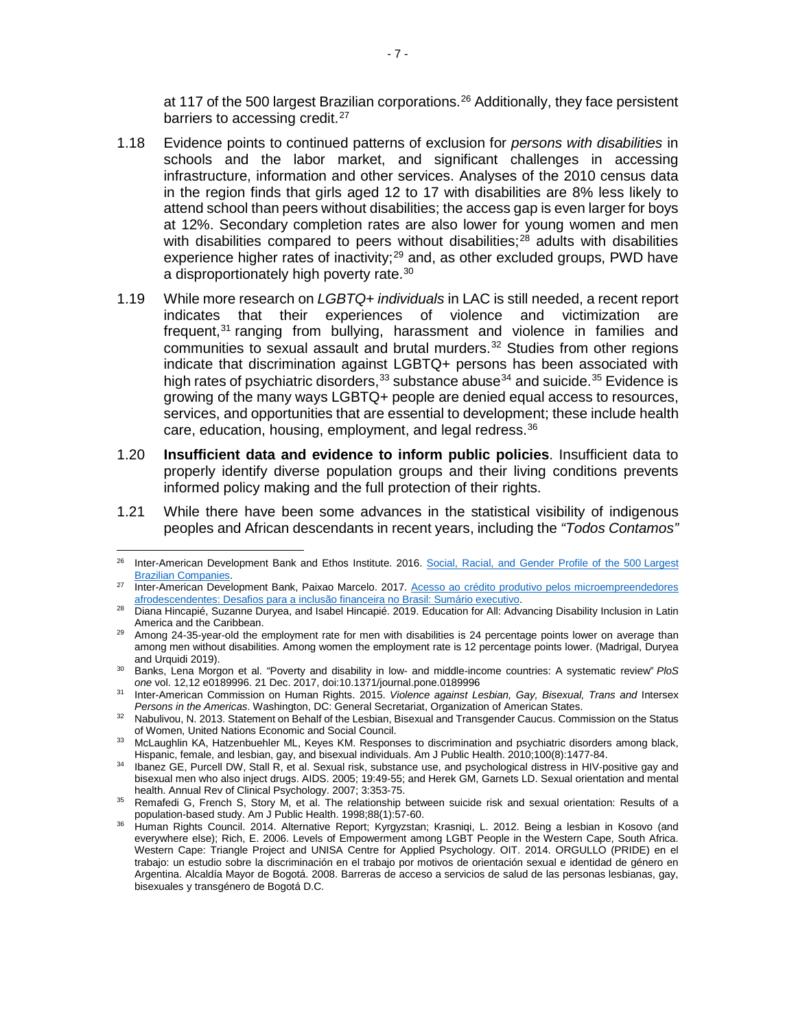at 117 of the 500 largest Brazilian corporations.[26] Additionally, they face persistent barriers to accessing credit.[27]

1.18 Evidence points to continued patterns of exclusion for *persons with disabilities* in schools and the labor market, and significant challenges in accessing infrastructure, information and other services. Analyses of the 2010 census data in the region finds that girls aged 12 to 17 with disabilities are 8% less likely to attend school than peers without disabilities; the access gap is even larger for boys at 12%. Secondary completion rates are also lower for young women and men with disabilities compared to peers without disabilities;[28] adults with disabilities experience higher rates of inactivity;[29] and, as other excluded groups, PWD have a disproportionately high poverty rate.[30]

1.19 While more research on *LGBTQ+ individuals* in LAC is still needed, a recent report indicates that their experiences of violence and victimization are frequent,[31] ranging from bullying, harassment and violence in families and communities to sexual assault and brutal murders.[32] Studies from other regions indicate that discrimination against LGBTQ+ persons has been associated with high rates of psychiatric disorders,[33] substance abuse[34] and suicide.[35] Evidence is growing of the many ways LGBTQ+ people are denied equal access to resources, services, and opportunities that are essential to development; these include health care, education, housing, employment, and legal redress.[36]

1.20 **Insufficient data and evidence to inform public policies**. Insufficient data to properly identify diverse population groups and their living conditions prevents informed policy making and the full protection of their rights.

1.21 While there have been some advances in the statistical visibility of indigenous peoples and African descendants in recent years, including the *"Todos Contamos"*

---

[26] Inter-American Development Bank and Ethos Institute. 2016. Social, Racial, and Gender Profile of the 500 Largest Brazilian Companies.

[27] Inter-American Development Bank, Paixao Marcelo. 2017. Acesso ao crédito produtivo pelos microempreendedores afrodescendentes: Desafios para a inclusão financeira no Brasil: Sumário executivo.

[28] Diana Hincapié, Suzanne Duryea, and Isabel Hincapié. 2019. Education for All: Advancing Disability Inclusion in Latin America and the Caribbean.

[29] Among 24-35-year-old the employment rate for men with disabilities is 24 percentage points lower on average than among men without disabilities. Among women the employment rate is 12 percentage points lower. (Madrigal, Duryea and Urquidi 2019).

[30] Banks, Lena Morgon et al. "Poverty and disability in low- and middle-income countries: A systematic review" *PloS one* vol. 12,12 e0189996. 21 Dec. 2017, doi:10.1371/journal.pone.0189996

[31] Inter-American Commission on Human Rights. 2015. *Violence against Lesbian, Gay, Bisexual, Trans and* Intersex *Persons in the Americas*. Washington, DC: General Secretariat, Organization of American States.

[32] Nabulivou, N. 2013. Statement on Behalf of the Lesbian, Bisexual and Transgender Caucus. Commission on the Status of Women, United Nations Economic and Social Council.

[33] McLaughlin KA, Hatzenbuehler ML, Keyes KM. Responses to discrimination and psychiatric disorders among black, Hispanic, female, and lesbian, gay, and bisexual individuals. Am J Public Health. 2010;100(8):1477-84.

[34] Ibanez GE, Purcell DW, Stall R, et al. Sexual risk, substance use, and psychological distress in HIV-positive gay and bisexual men who also inject drugs. AIDS. 2005; 19:49-55; and Herek GM, Garnets LD. Sexual orientation and mental health. Annual Rev of Clinical Psychology. 2007; 3:353-75.

[35] Remafedi G, French S, Story M, et al. The relationship between suicide risk and sexual orientation: Results of a population-based study. Am J Public Health. 1998;88(1):57-60.

[36] Human Rights Council. 2014. Alternative Report; Kyrgyzstan; Krasniqi, L. 2012. Being a lesbian in Kosovo (and everywhere else); Rich, E. 2006. Levels of Empowerment among LGBT People in the Western Cape, South Africa. Western Cape: Triangle Project and UNISA Centre for Applied Psychology. OIT. 2014. ORGULLO (PRIDE) en el trabajo: un estudio sobre la discriminación en el trabajo por motivos de orientación sexual e identidad de género en Argentina. Alcaldía Mayor de Bogotá. 2008. Barreras de acceso a servicios de salud de las personas lesbianas, gay, bisexuales y transgénero de Bogotá D.C.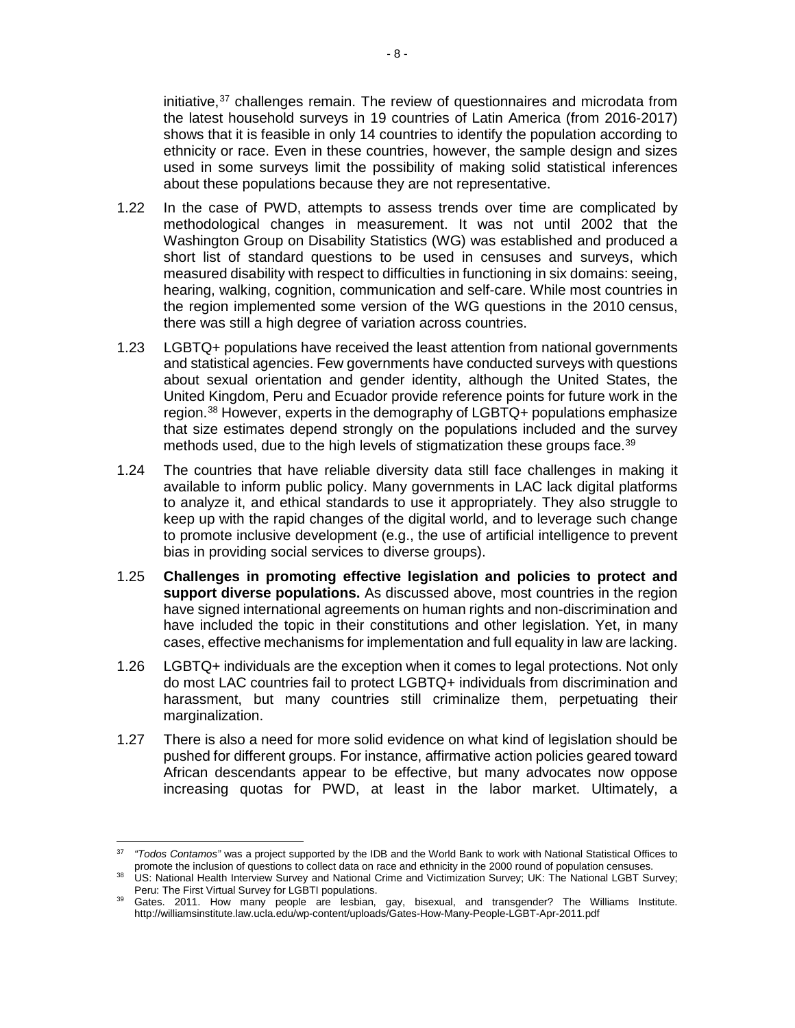initiative,[37] challenges remain. The review of questionnaires and microdata from the latest household surveys in 19 countries of Latin America (from 2016-2017) shows that it is feasible in only 14 countries to identify the population according to ethnicity or race. Even in these countries, however, the sample design and sizes used in some surveys limit the possibility of making solid statistical inferences about these populations because they are not representative.

1.22 In the case of PWD, attempts to assess trends over time are complicated by methodological changes in measurement. It was not until 2002 that the Washington Group on Disability Statistics (WG) was established and produced a short list of standard questions to be used in censuses and surveys, which measured disability with respect to difficulties in functioning in six domains: seeing, hearing, walking, cognition, communication and self-care. While most countries in the region implemented some version of the WG questions in the 2010 census, there was still a high degree of variation across countries.

1.23 LGBTQ+ populations have received the least attention from national governments and statistical agencies. Few governments have conducted surveys with questions about sexual orientation and gender identity, although the United States, the United Kingdom, Peru and Ecuador provide reference points for future work in the region.[38] However, experts in the demography of LGBTQ+ populations emphasize that size estimates depend strongly on the populations included and the survey methods used, due to the high levels of stigmatization these groups face.[39]

1.24 The countries that have reliable diversity data still face challenges in making it available to inform public policy. Many governments in LAC lack digital platforms to analyze it, and ethical standards to use it appropriately. They also struggle to keep up with the rapid changes of the digital world, and to leverage such change to promote inclusive development (e.g., the use of artificial intelligence to prevent bias in providing social services to diverse groups).

1.25 **Challenges in promoting effective legislation and policies to protect and support diverse populations.** As discussed above, most countries in the region have signed international agreements on human rights and non-discrimination and have included the topic in their constitutions and other legislation. Yet, in many cases, effective mechanisms for implementation and full equality in law are lacking.

1.26 LGBTQ+ individuals are the exception when it comes to legal protections. Not only do most LAC countries fail to protect LGBTQ+ individuals from discrimination and harassment, but many countries still criminalize them, perpetuating their marginalization.

1.27 There is also a need for more solid evidence on what kind of legislation should be pushed for different groups. For instance, affirmative action policies geared toward African descendants appear to be effective, but many advocates now oppose increasing quotas for PWD, at least in the labor market. Ultimately, a

---

[37] *"Todos Contamos"* was a project supported by the IDB and the World Bank to work with National Statistical Offices to promote the inclusion of questions to collect data on race and ethnicity in the 2000 round of population censuses.

[38] US: National Health Interview Survey and National Crime and Victimization Survey; UK: The National LGBT Survey; Peru: The First Virtual Survey for LGBTI populations.

[39] Gates. 2011. How many people are lesbian, gay, bisexual, and transgender? The Williams Institute. http://williamsinstitute.law.ucla.edu/wp-content/uploads/Gates-How-Many-People-LGBT-Apr-2011.pdf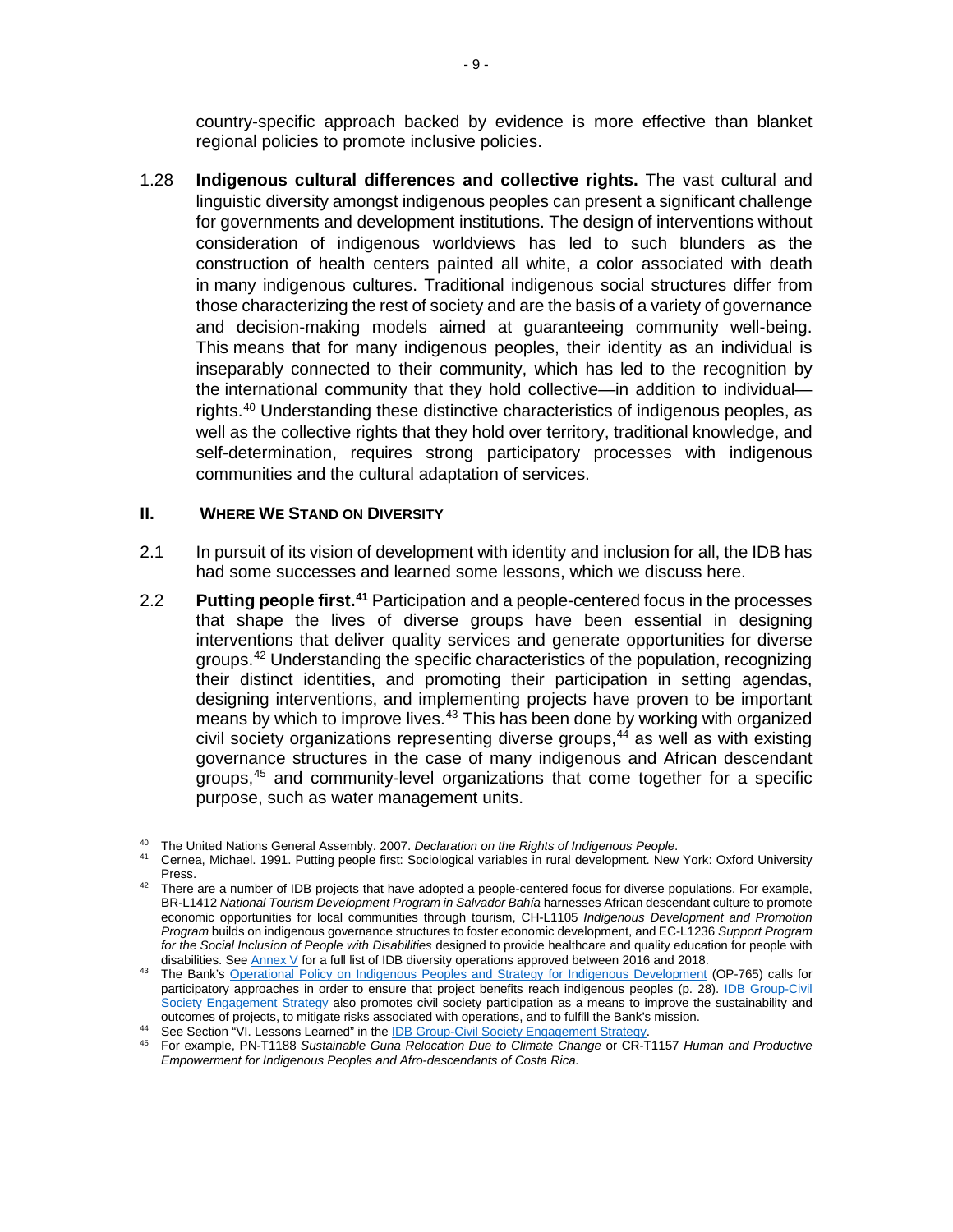country-specific approach backed by evidence is more effective than blanket regional policies to promote inclusive policies.

1.28 **Indigenous cultural differences and collective rights.** The vast cultural and linguistic diversity amongst indigenous peoples can present a significant challenge for governments and development institutions. The design of interventions without consideration of indigenous worldviews has led to such blunders as the construction of health centers painted all white, a color associated with death in many indigenous cultures. Traditional indigenous social structures differ from those characterizing the rest of society and are the basis of a variety of governance and decision-making models aimed at guaranteeing community well-being. This means that for many indigenous peoples, their identity as an individual is inseparably connected to their community, which has led to the recognition by the international community that they hold collective—in addition to individual—rights.[40] Understanding these distinctive characteristics of indigenous peoples, as well as the collective rights that they hold over territory, traditional knowledge, and self-determination, requires strong participatory processes with indigenous communities and the cultural adaptation of services.

## II. WHERE WE STAND ON DIVERSITY

2.1 In pursuit of its vision of development with identity and inclusion for all, the IDB has had some successes and learned some lessons, which we discuss here.

2.2 **Putting people first.[41]** Participation and a people-centered focus in the processes that shape the lives of diverse groups have been essential in designing interventions that deliver quality services and generate opportunities for diverse groups.[42] Understanding the specific characteristics of the population, recognizing their distinct identities, and promoting their participation in setting agendas, designing interventions, and implementing projects have proven to be important means by which to improve lives.[43] This has been done by working with organized civil society organizations representing diverse groups,[44] as well as with existing governance structures in the case of many indigenous and African descendant groups,[45] and community-level organizations that come together for a specific purpose, such as water management units.

---

[40] The United Nations General Assembly. 2007. *Declaration on the Rights of Indigenous People*.

[41] Cernea, Michael. 1991. Putting people first: Sociological variables in rural development. New York: Oxford University Press.

[42] There are a number of IDB projects that have adopted a people-centered focus for diverse populations. For example, BR-L1412 *National Tourism Development Program in Salvador Bahía* harnesses African descendant culture to promote economic opportunities for local communities through tourism, CH-L1105 *Indigenous Development and Promotion Program* builds on indigenous governance structures to foster economic development, and EC-L1236 *Support Program for the Social Inclusion of People with Disabilities* designed to provide healthcare and quality education for people with disabilities. See Annex V for a full list of IDB diversity operations approved between 2016 and 2018.

[43] The Bank's Operational Policy on Indigenous Peoples and Strategy for Indigenous Development (OP-765) calls for participatory approaches in order to ensure that project benefits reach indigenous peoples (p. 28). IDB Group-Civil Society Engagement Strategy also promotes civil society participation as a means to improve the sustainability and outcomes of projects, to mitigate risks associated with operations, and to fulfill the Bank's mission.

[44] See Section "VI. Lessons Learned" in the IDB Group-Civil Society Engagement Strategy.

[45] For example, PN-T1188 *Sustainable Guna Relocation Due to Climate Change* or CR-T1157 *Human and Productive Empowerment for Indigenous Peoples and Afro-descendants of Costa Rica.*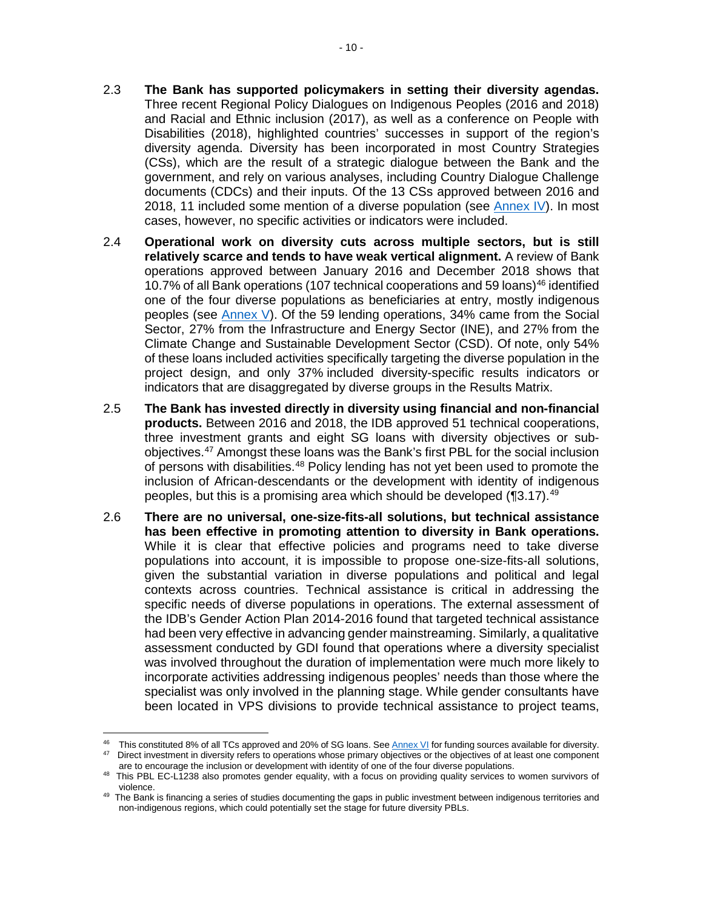2.3 **The Bank has supported policymakers in setting their diversity agendas.** Three recent Regional Policy Dialogues on Indigenous Peoples (2016 and 2018) and Racial and Ethnic inclusion (2017), as well as a conference on People with Disabilities (2018), highlighted countries' successes in support of the region's diversity agenda. Diversity has been incorporated in most Country Strategies (CSs), which are the result of a strategic dialogue between the Bank and the government, and rely on various analyses, including Country Dialogue Challenge documents (CDCs) and their inputs. Of the 13 CSs approved between 2016 and 2018, 11 included some mention of a diverse population (see Annex IV). In most cases, however, no specific activities or indicators were included.

2.4 **Operational work on diversity cuts across multiple sectors, but is still relatively scarce and tends to have weak vertical alignment.** A review of Bank operations approved between January 2016 and December 2018 shows that 10.7% of all Bank operations (107 technical cooperations and 59 loans)[46] identified one of the four diverse populations as beneficiaries at entry, mostly indigenous peoples (see Annex V). Of the 59 lending operations, 34% came from the Social Sector, 27% from the Infrastructure and Energy Sector (INE), and 27% from the Climate Change and Sustainable Development Sector (CSD). Of note, only 54% of these loans included activities specifically targeting the diverse population in the project design, and only 37% included diversity-specific results indicators or indicators that are disaggregated by diverse groups in the Results Matrix.

2.5 **The Bank has invested directly in diversity using financial and non-financial products.** Between 2016 and 2018, the IDB approved 51 technical cooperations, three investment grants and eight SG loans with diversity objectives or sub-objectives.[47] Amongst these loans was the Bank's first PBL for the social inclusion of persons with disabilities.[48] Policy lending has not yet been used to promote the inclusion of African-descendants or the development with identity of indigenous peoples, but this is a promising area which should be developed (¶3.17).[49]

2.6 **There are no universal, one-size-fits-all solutions, but technical assistance has been effective in promoting attention to diversity in Bank operations.** While it is clear that effective policies and programs need to take diverse populations into account, it is impossible to propose one-size-fits-all solutions, given the substantial variation in diverse populations and political and legal contexts across countries. Technical assistance is critical in addressing the specific needs of diverse populations in operations. The external assessment of the IDB's Gender Action Plan 2014-2016 found that targeted technical assistance had been very effective in advancing gender mainstreaming. Similarly, a qualitative assessment conducted by GDI found that operations where a diversity specialist was involved throughout the duration of implementation were much more likely to incorporate activities addressing indigenous peoples' needs than those where the specialist was only involved in the planning stage. While gender consultants have been located in VPS divisions to provide technical assistance to project teams,

---

[46] This constituted 8% of all TCs approved and 20% of SG loans. See Annex VI for funding sources available for diversity.

[47] Direct investment in diversity refers to operations whose primary objectives or the objectives of at least one component are to encourage the inclusion or development with identity of one of the four diverse populations.

[48] This PBL EC-L1238 also promotes gender equality, with a focus on providing quality services to women survivors of violence.

[49] The Bank is financing a series of studies documenting the gaps in public investment between indigenous territories and non-indigenous regions, which could potentially set the stage for future diversity PBLs.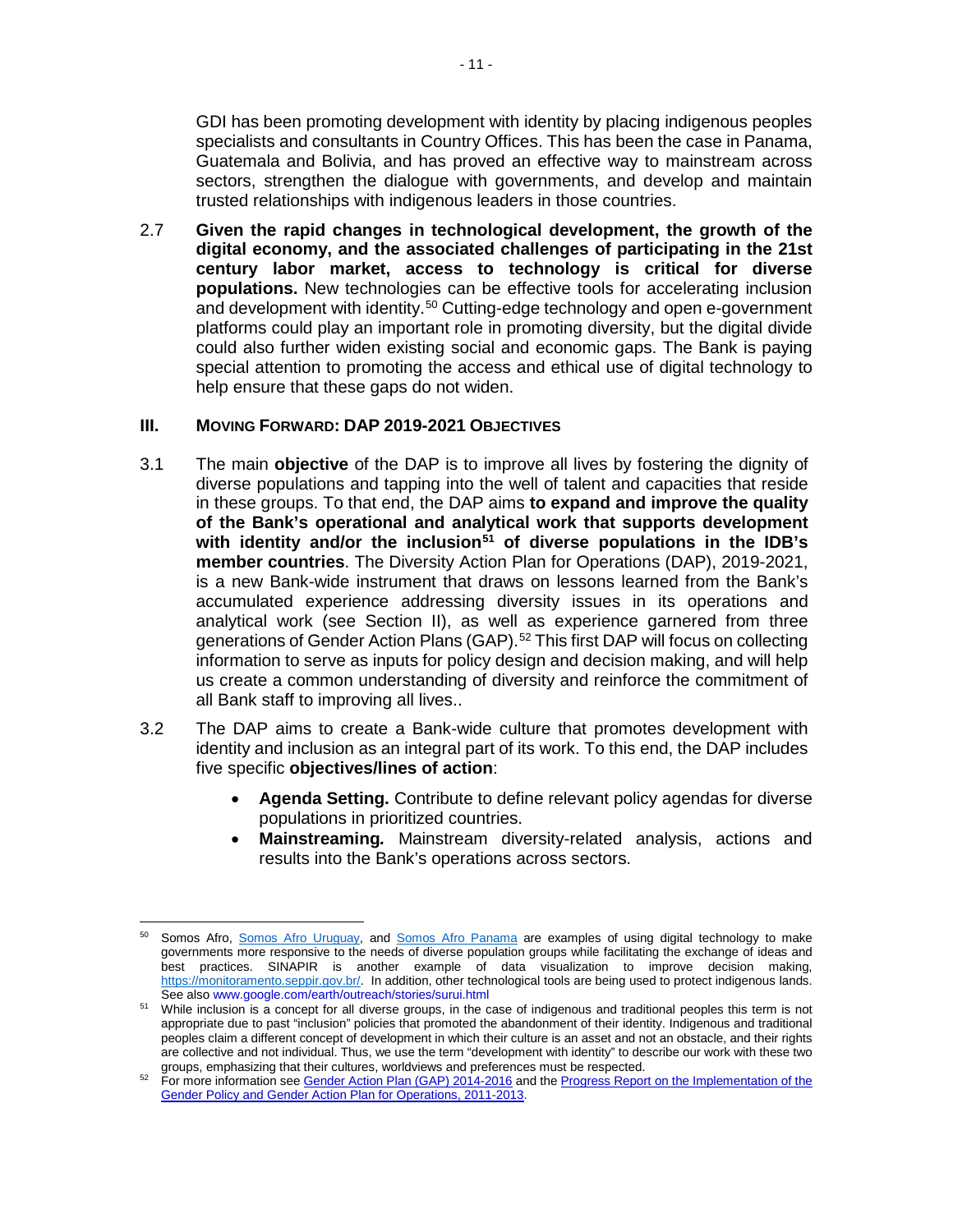GDI has been promoting development with identity by placing indigenous peoples specialists and consultants in Country Offices. This has been the case in Panama, Guatemala and Bolivia, and has proved an effective way to mainstream across sectors, strengthen the dialogue with governments, and develop and maintain trusted relationships with indigenous leaders in those countries.

2.7 **Given the rapid changes in technological development, the growth of the digital economy, and the associated challenges of participating in the 21st century labor market, access to technology is critical for diverse populations.** New technologies can be effective tools for accelerating inclusion and development with identity.[50] Cutting-edge technology and open e-government platforms could play an important role in promoting diversity, but the digital divide could also further widen existing social and economic gaps. The Bank is paying special attention to promoting the access and ethical use of digital technology to help ensure that these gaps do not widen.

## III. MOVING FORWARD: DAP 2019-2021 OBJECTIVES

3.1 The main **objective** of the DAP is to improve all lives by fostering the dignity of diverse populations and tapping into the well of talent and capacities that reside in these groups. To that end, the DAP aims **to expand and improve the quality of the Bank's operational and analytical work that supports development with identity and/or the inclusion[51] of diverse populations in the IDB's member countries**. The Diversity Action Plan for Operations (DAP), 2019-2021, is a new Bank-wide instrument that draws on lessons learned from the Bank's accumulated experience addressing diversity issues in its operations and analytical work (see Section II), as well as experience garnered from three generations of Gender Action Plans (GAP).[52] This first DAP will focus on collecting information to serve as inputs for policy design and decision making, and will help us create a common understanding of diversity and reinforce the commitment of all Bank staff to improving all lives..

3.2 The DAP aims to create a Bank-wide culture that promotes development with identity and inclusion as an integral part of its work. To this end, the DAP includes five specific **objectives/lines of action**:

- **Agenda Setting.** Contribute to define relevant policy agendas for diverse populations in prioritized countries.
- ***Mainstreaming.*** Mainstream diversity-related analysis, actions and results into the Bank's operations across sectors.

---

[50] Somos Afro, Somos Afro Uruguay, and Somos Afro Panama are examples of using digital technology to make governments more responsive to the needs of diverse population groups while facilitating the exchange of ideas and best practices. SINAPIR is another example of data visualization to improve decision making, https://monitoramento.seppir.gov.br/. In addition, other technological tools are being used to protect indigenous lands. See also www.google.com/earth/outreach/stories/surui.html

[51] While inclusion is a concept for all diverse groups, in the case of indigenous and traditional peoples this term is not appropriate due to past "inclusion" policies that promoted the abandonment of their identity. Indigenous and traditional peoples claim a different concept of development in which their culture is an asset and not an obstacle, and their rights are collective and not individual. Thus, we use the term "development with identity" to describe our work with these two groups, emphasizing that their cultures, worldviews and preferences must be respected.

[52] For more information see Gender Action Plan (GAP) 2014-2016 and the Progress Report on the Implementation of the Gender Policy and Gender Action Plan for Operations, 2011-2013.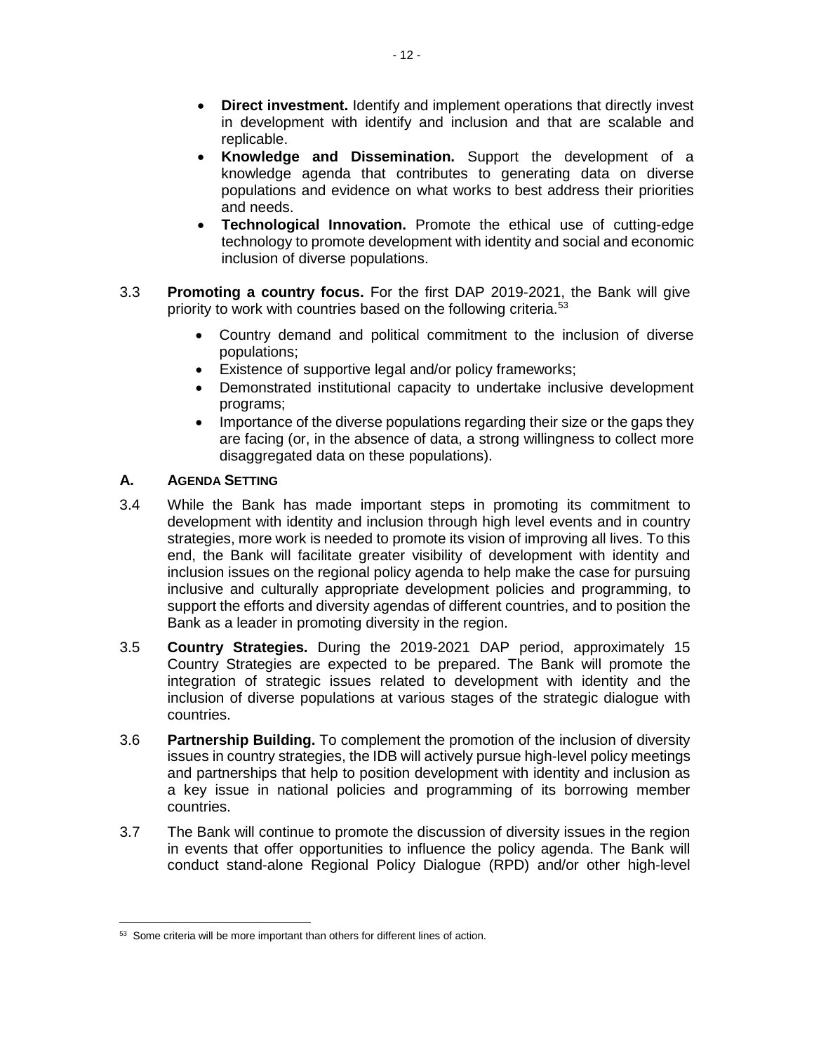- **Direct investment.** Identify and implement operations that directly invest in development with identify and inclusion and that are scalable and replicable.
- **Knowledge and Dissemination.** Support the development of a knowledge agenda that contributes to generating data on diverse populations and evidence on what works to best address their priorities and needs.
- **Technological Innovation.** Promote the ethical use of cutting-edge technology to promote development with identity and social and economic inclusion of diverse populations.

3.3 **Promoting a country focus.** For the first DAP 2019-2021, the Bank will give priority to work with countries based on the following criteria.[53]

- Country demand and political commitment to the inclusion of diverse populations;
- Existence of supportive legal and/or policy frameworks;
- Demonstrated institutional capacity to undertake inclusive development programs;
- Importance of the diverse populations regarding their size or the gaps they are facing (or, in the absence of data, a strong willingness to collect more disaggregated data on these populations).

## A. AGENDA SETTING

3.4 While the Bank has made important steps in promoting its commitment to development with identity and inclusion through high level events and in country strategies, more work is needed to promote its vision of improving all lives. To this end, the Bank will facilitate greater visibility of development with identity and inclusion issues on the regional policy agenda to help make the case for pursuing inclusive and culturally appropriate development policies and programming, to support the efforts and diversity agendas of different countries, and to position the Bank as a leader in promoting diversity in the region.

3.5 **Country Strategies.** During the 2019-2021 DAP period, approximately 15 Country Strategies are expected to be prepared. The Bank will promote the integration of strategic issues related to development with identity and the inclusion of diverse populations at various stages of the strategic dialogue with countries.

3.6 **Partnership Building.** To complement the promotion of the inclusion of diversity issues in country strategies, the IDB will actively pursue high-level policy meetings and partnerships that help to position development with identity and inclusion as a key issue in national policies and programming of its borrowing member countries.

3.7 The Bank will continue to promote the discussion of diversity issues in the region in events that offer opportunities to influence the policy agenda. The Bank will conduct stand-alone Regional Policy Dialogue (RPD) and/or other high-level

[53] Some criteria will be more important than others for different lines of action.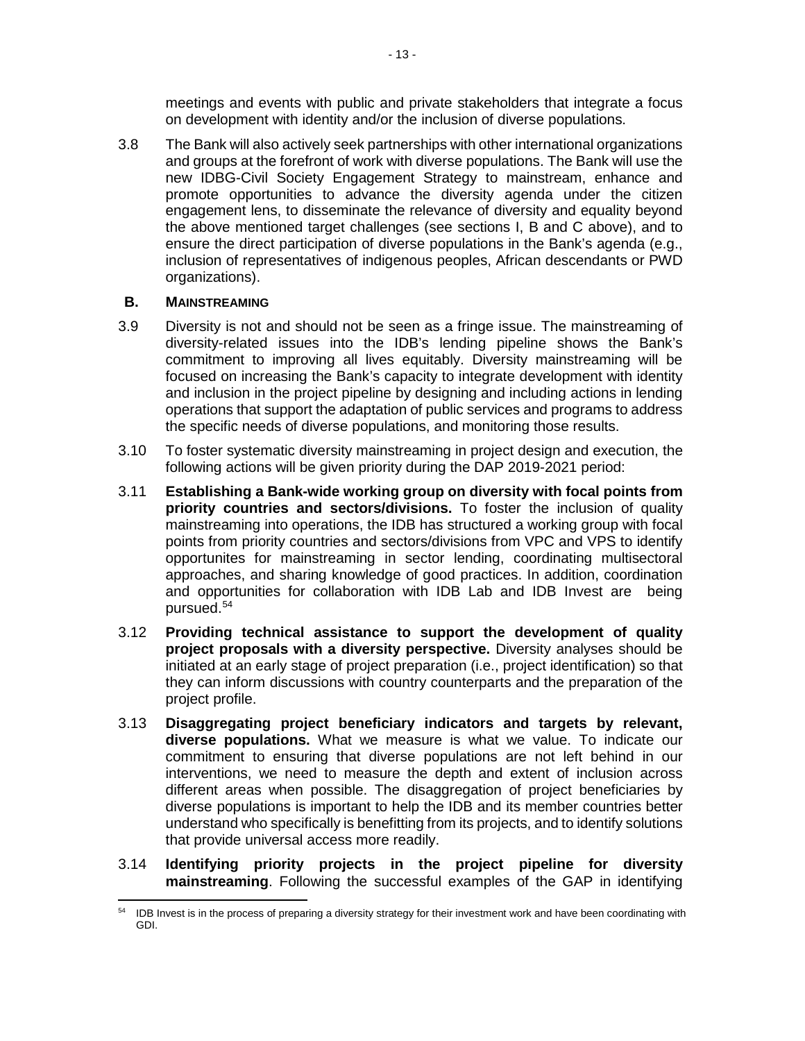meetings and events with public and private stakeholders that integrate a focus on development with identity and/or the inclusion of diverse populations.

3.8 The Bank will also actively seek partnerships with other international organizations and groups at the forefront of work with diverse populations. The Bank will use the new IDBG-Civil Society Engagement Strategy to mainstream, enhance and promote opportunities to advance the diversity agenda under the citizen engagement lens, to disseminate the relevance of diversity and equality beyond the above mentioned target challenges (see sections I, B and C above), and to ensure the direct participation of diverse populations in the Bank's agenda (e.g., inclusion of representatives of indigenous peoples, African descendants or PWD organizations).

## B. MAINSTREAMING

3.9 Diversity is not and should not be seen as a fringe issue. The mainstreaming of diversity-related issues into the IDB's lending pipeline shows the Bank's commitment to improving all lives equitably. Diversity mainstreaming will be focused on increasing the Bank's capacity to integrate development with identity and inclusion in the project pipeline by designing and including actions in lending operations that support the adaptation of public services and programs to address the specific needs of diverse populations, and monitoring those results.

3.10 To foster systematic diversity mainstreaming in project design and execution, the following actions will be given priority during the DAP 2019-2021 period:

3.11 **Establishing a Bank-wide working group on diversity with focal points from priority countries and sectors/divisions.** To foster the inclusion of quality mainstreaming into operations, the IDB has structured a working group with focal points from priority countries and sectors/divisions from VPC and VPS to identify opportunites for mainstreaming in sector lending, coordinating multisectoral approaches, and sharing knowledge of good practices. In addition, coordination and opportunities for collaboration with IDB Lab and IDB Invest are being pursued.[54]

3.12 **Providing technical assistance to support the development of quality project proposals with a diversity perspective.** Diversity analyses should be initiated at an early stage of project preparation (i.e., project identification) so that they can inform discussions with country counterparts and the preparation of the project profile.

3.13 **Disaggregating project beneficiary indicators and targets by relevant, diverse populations.** What we measure is what we value. To indicate our commitment to ensuring that diverse populations are not left behind in our interventions, we need to measure the depth and extent of inclusion across different areas when possible. The disaggregation of project beneficiaries by diverse populations is important to help the IDB and its member countries better understand who specifically is benefitting from its projects, and to identify solutions that provide universal access more readily.

3.14 **Identifying priority projects in the project pipeline for diversity mainstreaming**. Following the successful examples of the GAP in identifying

---

[54] IDB Invest is in the process of preparing a diversity strategy for their investment work and have been coordinating with GDI.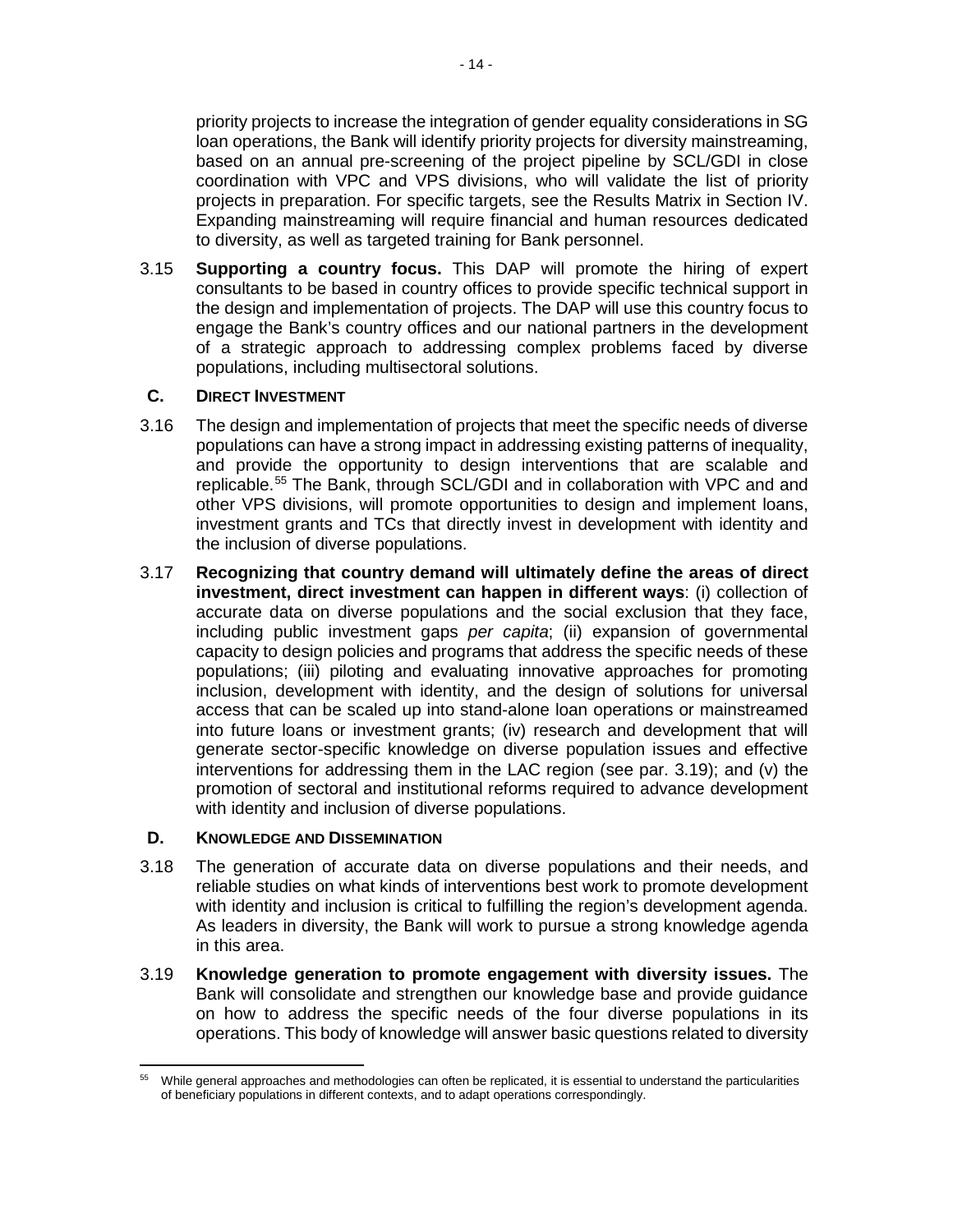priority projects to increase the integration of gender equality considerations in SG loan operations, the Bank will identify priority projects for diversity mainstreaming, based on an annual pre-screening of the project pipeline by SCL/GDI in close coordination with VPC and VPS divisions, who will validate the list of priority projects in preparation. For specific targets, see the Results Matrix in Section IV. Expanding mainstreaming will require financial and human resources dedicated to diversity, as well as targeted training for Bank personnel.

3.15 **Supporting a country focus.** This DAP will promote the hiring of expert consultants to be based in country offices to provide specific technical support in the design and implementation of projects. The DAP will use this country focus to engage the Bank's country offices and our national partners in the development of a strategic approach to addressing complex problems faced by diverse populations, including multisectoral solutions.

### C. DIRECT INVESTMENT

3.16 The design and implementation of projects that meet the specific needs of diverse populations can have a strong impact in addressing existing patterns of inequality, and provide the opportunity to design interventions that are scalable and replicable.[55] The Bank, through SCL/GDI and in collaboration with VPC and and other VPS divisions, will promote opportunities to design and implement loans, investment grants and TCs that directly invest in development with identity and the inclusion of diverse populations.

3.17 **Recognizing that country demand will ultimately define the areas of direct investment, direct investment can happen in different ways**: (i) collection of accurate data on diverse populations and the social exclusion that they face, including public investment gaps *per capita*; (ii) expansion of governmental capacity to design policies and programs that address the specific needs of these populations; (iii) piloting and evaluating innovative approaches for promoting inclusion, development with identity, and the design of solutions for universal access that can be scaled up into stand-alone loan operations or mainstreamed into future loans or investment grants; (iv) research and development that will generate sector-specific knowledge on diverse population issues and effective interventions for addressing them in the LAC region (see par. 3.19); and (v) the promotion of sectoral and institutional reforms required to advance development with identity and inclusion of diverse populations.

### D. KNOWLEDGE AND DISSEMINATION

3.18 The generation of accurate data on diverse populations and their needs, and reliable studies on what kinds of interventions best work to promote development with identity and inclusion is critical to fulfilling the region's development agenda. As leaders in diversity, the Bank will work to pursue a strong knowledge agenda in this area.

3.19 **Knowledge generation to promote engagement with diversity issues.** The Bank will consolidate and strengthen our knowledge base and provide guidance on how to address the specific needs of the four diverse populations in its operations. This body of knowledge will answer basic questions related to diversity

---

[55] While general approaches and methodologies can often be replicated, it is essential to understand the particularities of beneficiary populations in different contexts, and to adapt operations correspondingly.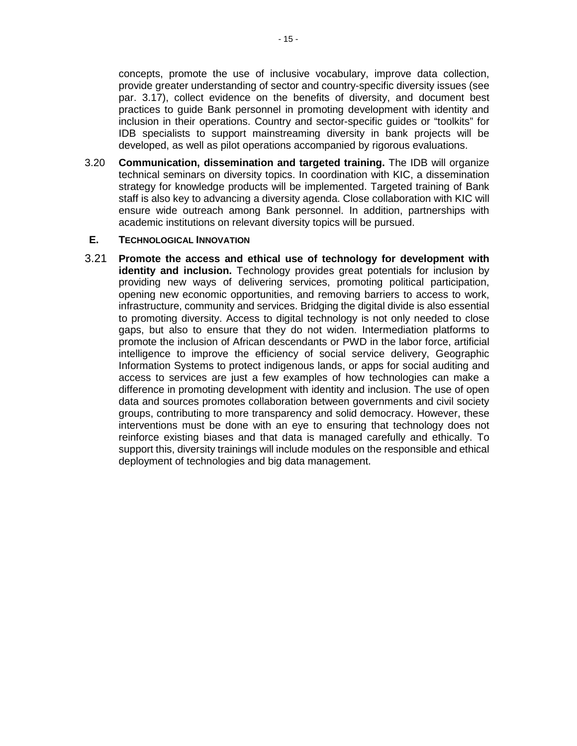concepts, promote the use of inclusive vocabulary, improve data collection, provide greater understanding of sector and country-specific diversity issues (see par. 3.17), collect evidence on the benefits of diversity, and document best practices to guide Bank personnel in promoting development with identity and inclusion in their operations. Country and sector-specific guides or "toolkits" for IDB specialists to support mainstreaming diversity in bank projects will be developed, as well as pilot operations accompanied by rigorous evaluations.

3.20 **Communication, dissemination and targeted training.** The IDB will organize technical seminars on diversity topics. In coordination with KIC, a dissemination strategy for knowledge products will be implemented. Targeted training of Bank staff is also key to advancing a diversity agenda. Close collaboration with KIC will ensure wide outreach among Bank personnel. In addition, partnerships with academic institutions on relevant diversity topics will be pursued.

## E. TECHNOLOGICAL INNOVATION

3.21 **Promote the access and ethical use of technology for development with identity and inclusion.** Technology provides great potentials for inclusion by providing new ways of delivering services, promoting political participation, opening new economic opportunities, and removing barriers to access to work, infrastructure, community and services. Bridging the digital divide is also essential to promoting diversity. Access to digital technology is not only needed to close gaps, but also to ensure that they do not widen. Intermediation platforms to promote the inclusion of African descendants or PWD in the labor force, artificial intelligence to improve the efficiency of social service delivery, Geographic Information Systems to protect indigenous lands, or apps for social auditing and access to services are just a few examples of how technologies can make a difference in promoting development with identity and inclusion. The use of open data and sources promotes collaboration between governments and civil society groups, contributing to more transparency and solid democracy. However, these interventions must be done with an eye to ensuring that technology does not reinforce existing biases and that data is managed carefully and ethically. To support this, diversity trainings will include modules on the responsible and ethical deployment of technologies and big data management.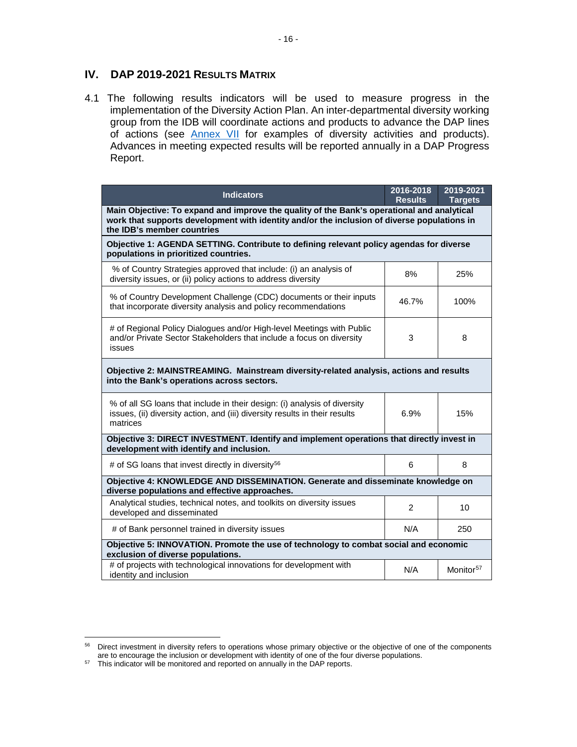## IV. DAP 2019-2021 RESULTS MATRIX

4.1 The following results indicators will be used to measure progress in the implementation of the Diversity Action Plan. An inter-departmental diversity working group from the IDB will coordinate actions and products to advance the DAP lines of actions (see Annex VII for examples of diversity activities and products). Advances in meeting expected results will be reported annually in a DAP Progress Report.

| Indicators | 2016-2018 Results | 2019-2021 Targets |
|---|---|---|
| **Main Objective: To expand and improve the quality of the Bank's operational and analytical work that supports development with identity and/or the inclusion of diverse populations in the IDB's member countries** | | |
| **Objective 1: AGENDA SETTING. Contribute to defining relevant policy agendas for diverse populations in prioritized countries.** | | |
| % of Country Strategies approved that include: (i) an analysis of diversity issues, or (ii) policy actions to address diversity | 8% | 25% |
| % of Country Development Challenge (CDC) documents or their inputs that incorporate diversity analysis and policy recommendations | 46.7% | 100% |
| # of Regional Policy Dialogues and/or High-level Meetings with Public and/or Private Sector Stakeholders that include a focus on diversity issues | 3 | 8 |
| **Objective 2: MAINSTREAMING. Mainstream diversity-related analysis, actions and results into the Bank's operations across sectors.** | | |
| % of all SG loans that include in their design: (i) analysis of diversity issues, (ii) diversity action, and (iii) diversity results in their results matrices | 6.9% | 15% |
| **Objective 3: DIRECT INVESTMENT. Identify and implement operations that directly invest in development with identify and inclusion.** | | |
| # of SG loans that invest directly in diversity[56] | 6 | 8 |
| **Objective 4: KNOWLEDGE AND DISSEMINATION. Generate and disseminate knowledge on diverse populations and effective approaches.** | | |
| Analytical studies, technical notes, and toolkits on diversity issues developed and disseminated | 2 | 10 |
| # of Bank personnel trained in diversity issues | N/A | 250 |
| **Objective 5: INNOVATION. Promote the use of technology to combat social and economic exclusion of diverse populations.** | | |
| # of projects with technological innovations for development with identity and inclusion | N/A | Monitor[57] |

[56] Direct investment in diversity refers to operations whose primary objective or the objective of one of the components are to encourage the inclusion or development with identity of one of the four diverse populations.

[57] This indicator will be monitored and reported on annually in the DAP reports.